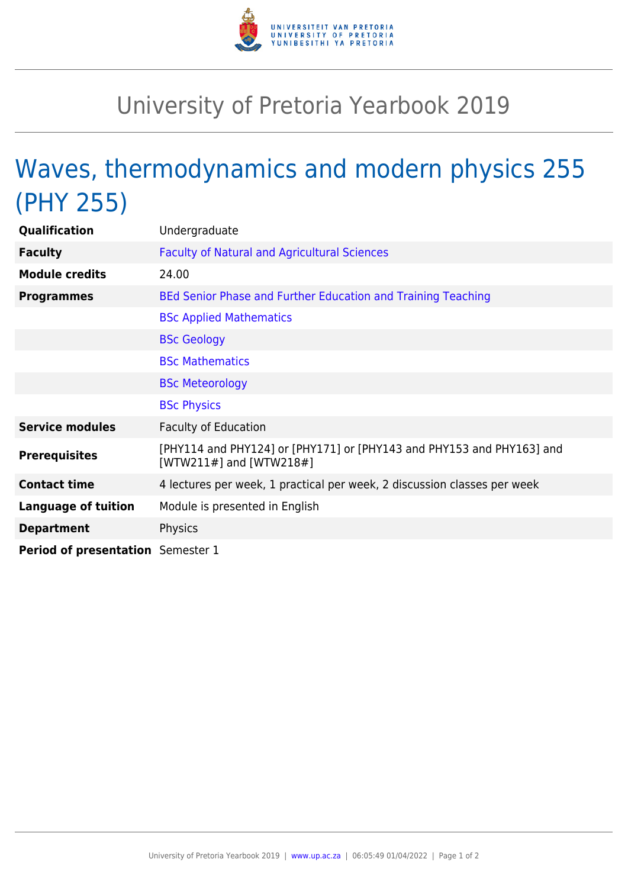# University of Pretoria Yearbook 2019

## Waves, thermodynamics and modern physics 255 (PHY 255)

| | |
|---|---|
| **Qualification** | Undergraduate |
| **Faculty** | Faculty of Natural and Agricultural Sciences |
| **Module credits** | 24.00 |
| **Programmes** | BEd Senior Phase and Further Education and Training Teaching |
| | BSc Applied Mathematics |
| | BSc Geology |
| | BSc Mathematics |
| | BSc Meteorology |
| | BSc Physics |
| **Service modules** | Faculty of Education |
| **Prerequisites** | [PHY114 and PHY124] or [PHY171] or [PHY143 and PHY153 and PHY163] and [WTW211#] and [WTW218#] |
| **Contact time** | 4 lectures per week, 1 practical per week, 2 discussion classes per week |
| **Language of tuition** | Module is presented in English |
| **Department** | Physics |
| **Period of presentation** | Semester 1 |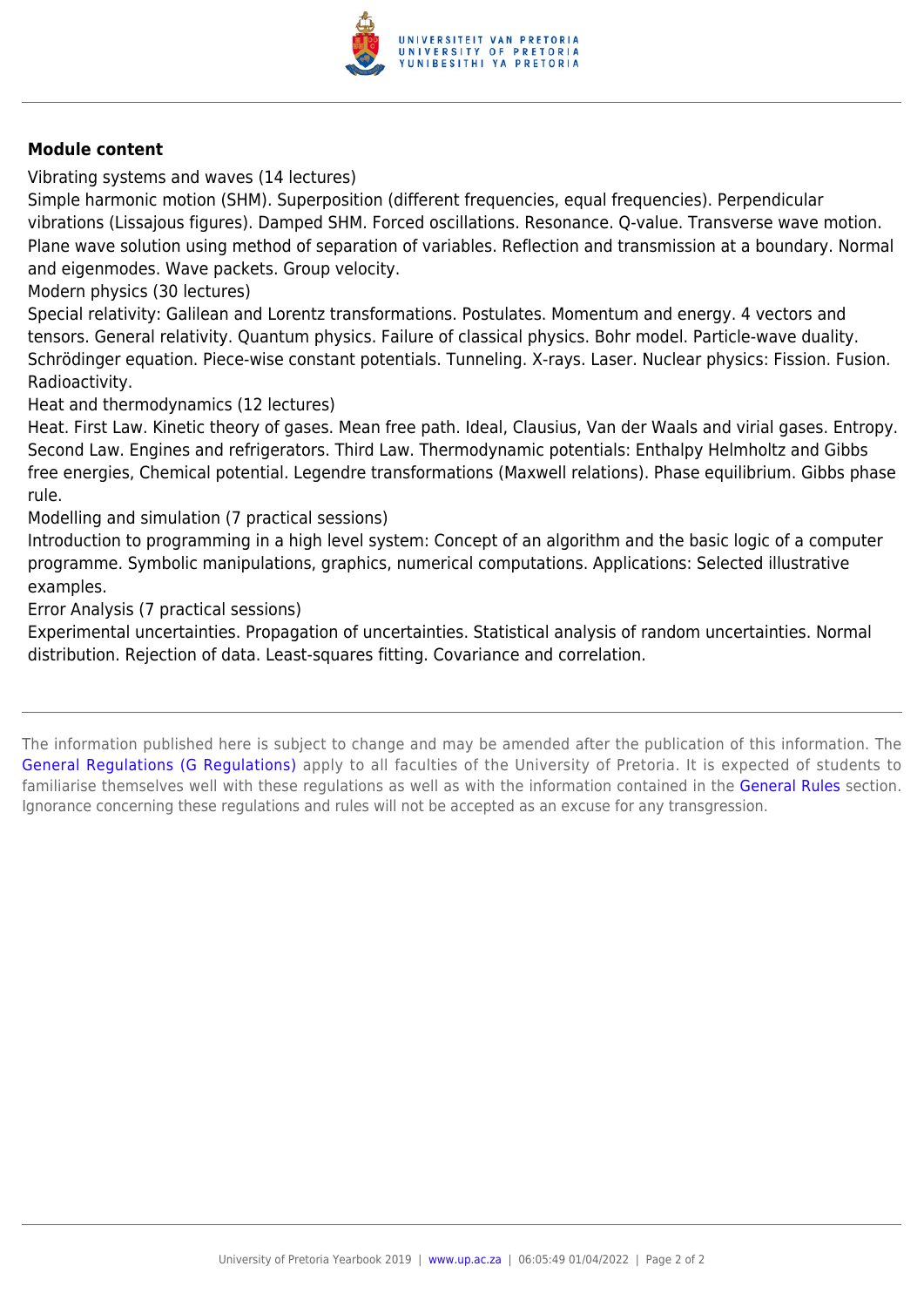**Module content**

Vibrating systems and waves (14 lectures)

Simple harmonic motion (SHM). Superposition (different frequencies, equal frequencies). Perpendicular vibrations (Lissajous figures). Damped SHM. Forced oscillations. Resonance. Q-value. Transverse wave motion. Plane wave solution using method of separation of variables. Reflection and transmission at a boundary. Normal and eigenmodes. Wave packets. Group velocity.

Modern physics (30 lectures)

Special relativity: Galilean and Lorentz transformations. Postulates. Momentum and energy. 4 vectors and tensors. General relativity. Quantum physics. Failure of classical physics. Bohr model. Particle-wave duality. Schrödinger equation. Piece-wise constant potentials. Tunneling. X-rays. Laser. Nuclear physics: Fission. Fusion. Radioactivity.

Heat and thermodynamics (12 lectures)

Heat. First Law. Kinetic theory of gases. Mean free path. Ideal, Clausius, Van der Waals and virial gases. Entropy. Second Law. Engines and refrigerators. Third Law. Thermodynamic potentials: Enthalpy Helmholtz and Gibbs free energies, Chemical potential. Legendre transformations (Maxwell relations). Phase equilibrium. Gibbs phase rule.

Modelling and simulation (7 practical sessions)

Introduction to programming in a high level system: Concept of an algorithm and the basic logic of a computer programme. Symbolic manipulations, graphics, numerical computations. Applications: Selected illustrative examples.

Error Analysis (7 practical sessions)

Experimental uncertainties. Propagation of uncertainties. Statistical analysis of random uncertainties. Normal distribution. Rejection of data. Least-squares fitting. Covariance and correlation.

The information published here is subject to change and may be amended after the publication of this information. The General Regulations (G Regulations) apply to all faculties of the University of Pretoria. It is expected of students to familiarise themselves well with these regulations as well as with the information contained in the General Rules section. Ignorance concerning these regulations and rules will not be accepted as an excuse for any transgression.